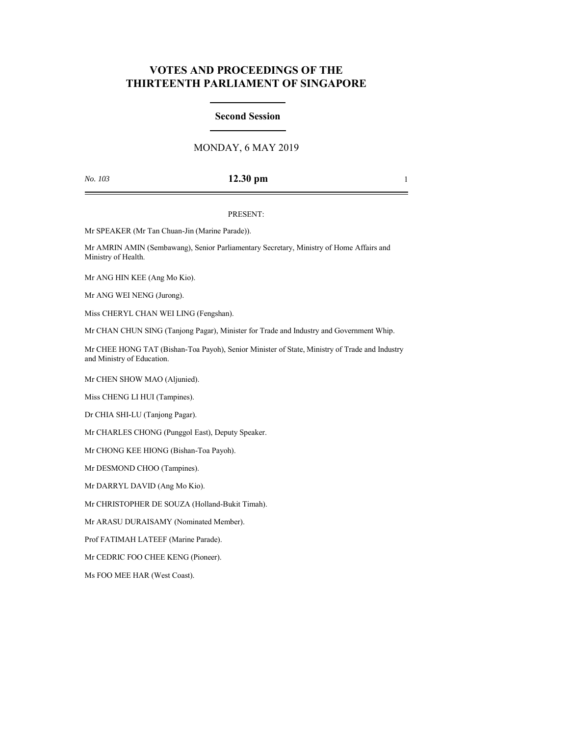# VOTES AND PROCEEDINGS OF THE THIRTEENTH PARLIAMENT OF SINGAPORE

## Second Session

MONDAY, 6 MAY 2019

*No. 103* **12.30 pm**

PRESENT:

Mr SPEAKER (Mr Tan Chuan-Jin (Marine Parade)).

Mr AMRIN AMIN (Sembawang), Senior Parliamentary Secretary, Ministry of Home Affairs and Ministry of Health.

Mr ANG HIN KEE (Ang Mo Kio).

Mr ANG WEI NENG (Jurong).

Miss CHERYL CHAN WEI LING (Fengshan).

Mr CHAN CHUN SING (Tanjong Pagar), Minister for Trade and Industry and Government Whip.

Mr CHEE HONG TAT (Bishan-Toa Payoh), Senior Minister of State, Ministry of Trade and Industry and Ministry of Education.

Mr CHEN SHOW MAO (Aljunied).

Miss CHENG LI HUI (Tampines).

Dr CHIA SHI-LU (Tanjong Pagar).

Mr CHARLES CHONG (Punggol East), Deputy Speaker.

Mr CHONG KEE HIONG (Bishan-Toa Payoh).

Mr DESMOND CHOO (Tampines).

Mr DARRYL DAVID (Ang Mo Kio).

Mr CHRISTOPHER DE SOUZA (Holland-Bukit Timah).

Mr ARASU DURAISAMY (Nominated Member).

Prof FATIMAH LATEEF (Marine Parade).

Mr CEDRIC FOO CHEE KENG (Pioneer).

Ms FOO MEE HAR (West Coast).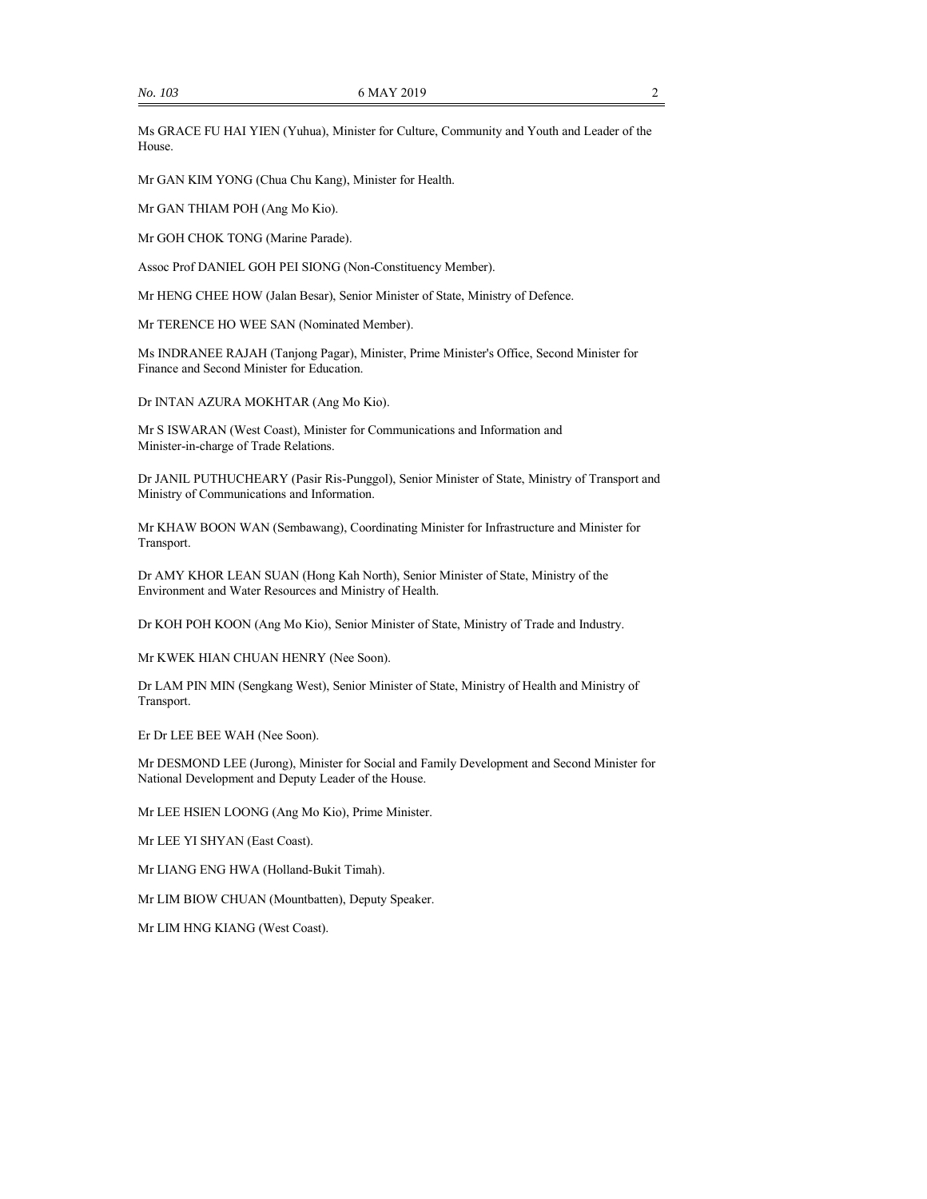Ms GRACE FU HAI YIEN (Yuhua), Minister for Culture, Community and Youth and Leader of the House.

Mr GAN KIM YONG (Chua Chu Kang), Minister for Health.

Mr GAN THIAM POH (Ang Mo Kio).

Mr GOH CHOK TONG (Marine Parade).

Assoc Prof DANIEL GOH PEI SIONG (Non-Constituency Member).

Mr HENG CHEE HOW (Jalan Besar), Senior Minister of State, Ministry of Defence.

Mr TERENCE HO WEE SAN (Nominated Member).

Ms INDRANEE RAJAH (Tanjong Pagar), Minister, Prime Minister's Office, Second Minister for Finance and Second Minister for Education.

Dr INTAN AZURA MOKHTAR (Ang Mo Kio).

Mr S ISWARAN (West Coast), Minister for Communications and Information and Minister-in-charge of Trade Relations.

Dr JANIL PUTHUCHEARY (Pasir Ris-Punggol), Senior Minister of State, Ministry of Transport and Ministry of Communications and Information.

Mr KHAW BOON WAN (Sembawang), Coordinating Minister for Infrastructure and Minister for Transport.

Dr AMY KHOR LEAN SUAN (Hong Kah North), Senior Minister of State, Ministry of the Environment and Water Resources and Ministry of Health.

Dr KOH POH KOON (Ang Mo Kio), Senior Minister of State, Ministry of Trade and Industry.

Mr KWEK HIAN CHUAN HENRY (Nee Soon).

Dr LAM PIN MIN (Sengkang West), Senior Minister of State, Ministry of Health and Ministry of Transport.

Er Dr LEE BEE WAH (Nee Soon).

Mr DESMOND LEE (Jurong), Minister for Social and Family Development and Second Minister for National Development and Deputy Leader of the House.

Mr LEE HSIEN LOONG (Ang Mo Kio), Prime Minister.

Mr LEE YI SHYAN (East Coast).

Mr LIANG ENG HWA (Holland-Bukit Timah).

Mr LIM BIOW CHUAN (Mountbatten), Deputy Speaker.

Mr LIM HNG KIANG (West Coast).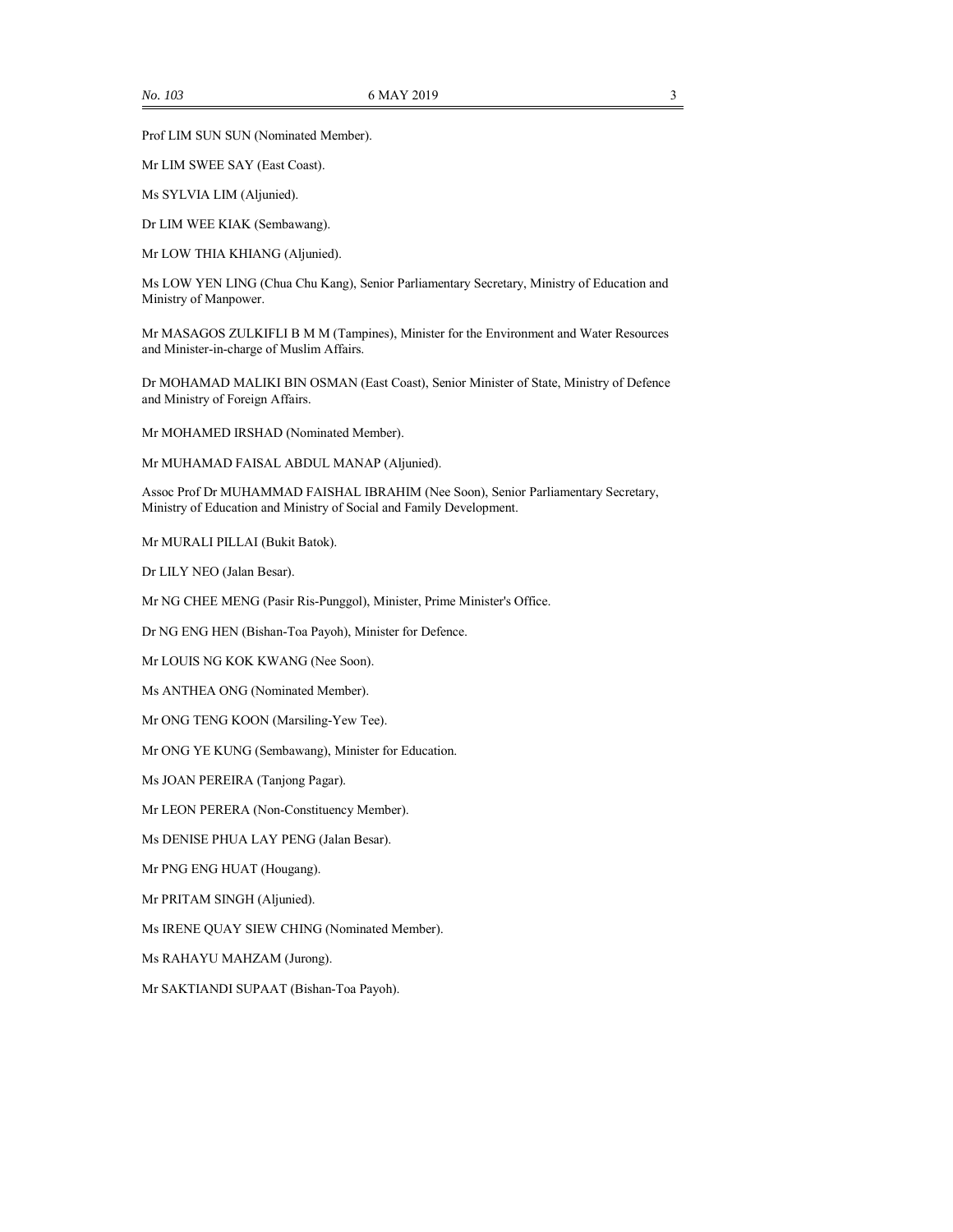Prof LIM SUN SUN (Nominated Member).

Mr LIM SWEE SAY (East Coast).

Ms SYLVIA LIM (Aljunied).

Dr LIM WEE KIAK (Sembawang).

Mr LOW THIA KHIANG (Aljunied).

Ms LOW YEN LING (Chua Chu Kang), Senior Parliamentary Secretary, Ministry of Education and Ministry of Manpower.

Mr MASAGOS ZULKIFLI B M M (Tampines), Minister for the Environment and Water Resources and Minister-in-charge of Muslim Affairs.

Dr MOHAMAD MALIKI BIN OSMAN (East Coast), Senior Minister of State, Ministry of Defence and Ministry of Foreign Affairs.

Mr MOHAMED IRSHAD (Nominated Member).

Mr MUHAMAD FAISAL ABDUL MANAP (Aljunied).

Assoc Prof Dr MUHAMMAD FAISHAL IBRAHIM (Nee Soon), Senior Parliamentary Secretary, Ministry of Education and Ministry of Social and Family Development.

Mr MURALI PILLAI (Bukit Batok).

Dr LILY NEO (Jalan Besar).

Mr NG CHEE MENG (Pasir Ris-Punggol), Minister, Prime Minister's Office.

Dr NG ENG HEN (Bishan-Toa Payoh), Minister for Defence.

Mr LOUIS NG KOK KWANG (Nee Soon).

Ms ANTHEA ONG (Nominated Member).

Mr ONG TENG KOON (Marsiling-Yew Tee).

Mr ONG YE KUNG (Sembawang), Minister for Education.

Ms JOAN PEREIRA (Tanjong Pagar).

Mr LEON PERERA (Non-Constituency Member).

Ms DENISE PHUA LAY PENG (Jalan Besar).

Mr PNG ENG HUAT (Hougang).

Mr PRITAM SINGH (Aljunied).

Ms IRENE QUAY SIEW CHING (Nominated Member).

Ms RAHAYU MAHZAM (Jurong).

Mr SAKTIANDI SUPAAT (Bishan-Toa Payoh).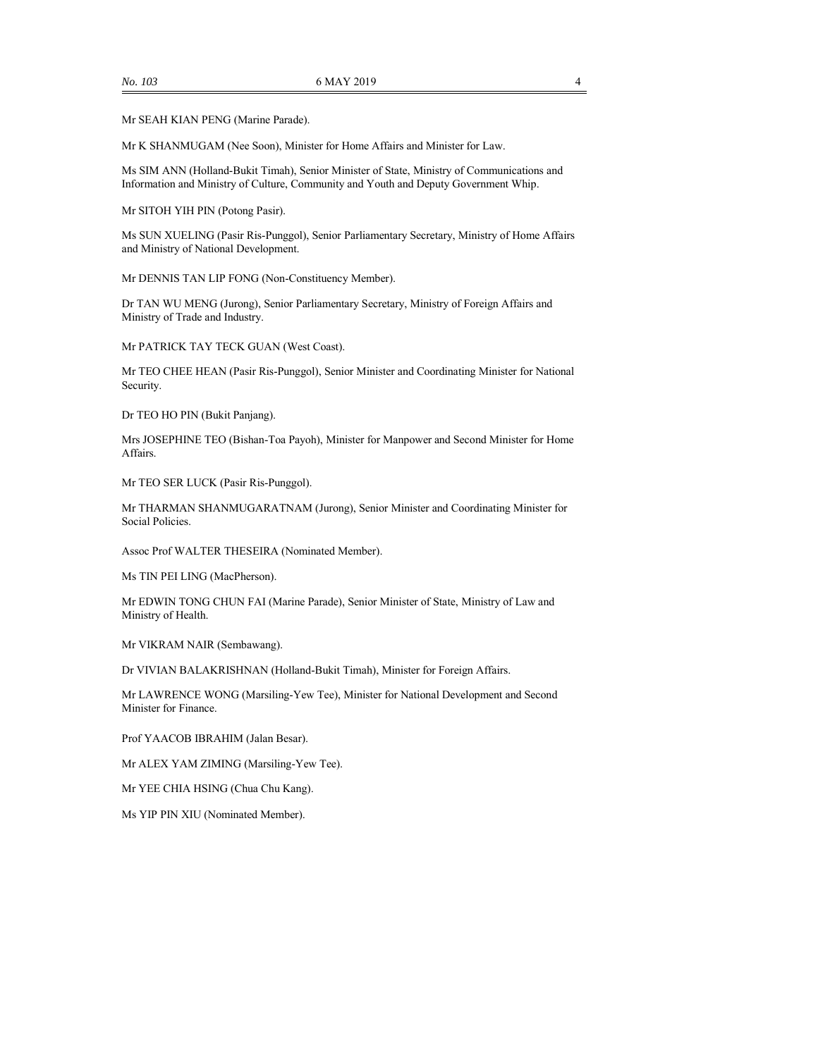Mr SEAH KIAN PENG (Marine Parade).

Mr K SHANMUGAM (Nee Soon), Minister for Home Affairs and Minister for Law.

Ms SIM ANN (Holland-Bukit Timah), Senior Minister of State, Ministry of Communications and Information and Ministry of Culture, Community and Youth and Deputy Government Whip.

Mr SITOH YIH PIN (Potong Pasir).

Ms SUN XUELING (Pasir Ris-Punggol), Senior Parliamentary Secretary, Ministry of Home Affairs and Ministry of National Development.

Mr DENNIS TAN LIP FONG (Non-Constituency Member).

Dr TAN WU MENG (Jurong), Senior Parliamentary Secretary, Ministry of Foreign Affairs and Ministry of Trade and Industry.

Mr PATRICK TAY TECK GUAN (West Coast).

Mr TEO CHEE HEAN (Pasir Ris-Punggol), Senior Minister and Coordinating Minister for National Security.

Dr TEO HO PIN (Bukit Panjang).

Mrs JOSEPHINE TEO (Bishan-Toa Payoh), Minister for Manpower and Second Minister for Home Affairs.

Mr TEO SER LUCK (Pasir Ris-Punggol).

Mr THARMAN SHANMUGARATNAM (Jurong), Senior Minister and Coordinating Minister for Social Policies.

Assoc Prof WALTER THESEIRA (Nominated Member).

Ms TIN PEI LING (MacPherson).

Mr EDWIN TONG CHUN FAI (Marine Parade), Senior Minister of State, Ministry of Law and Ministry of Health.

Mr VIKRAM NAIR (Sembawang).

Dr VIVIAN BALAKRISHNAN (Holland-Bukit Timah), Minister for Foreign Affairs.

Mr LAWRENCE WONG (Marsiling-Yew Tee), Minister for National Development and Second Minister for Finance.

Prof YAACOB IBRAHIM (Jalan Besar).

Mr ALEX YAM ZIMING (Marsiling-Yew Tee).

Mr YEE CHIA HSING (Chua Chu Kang).

Ms YIP PIN XIU (Nominated Member).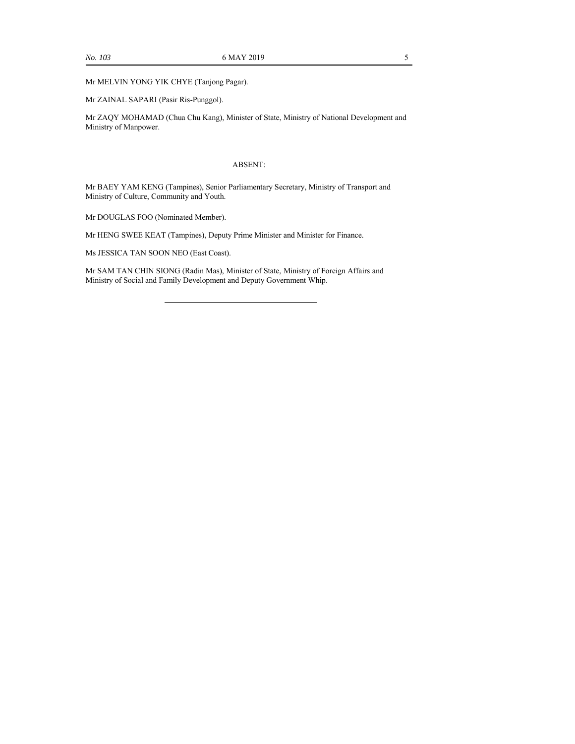Mr MELVIN YONG YIK CHYE (Tanjong Pagar).

Mr ZAINAL SAPARI (Pasir Ris-Punggol).

Mr ZAQY MOHAMAD (Chua Chu Kang), Minister of State, Ministry of National Development and Ministry of Manpower.

ABSENT:

Mr BAEY YAM KENG (Tampines), Senior Parliamentary Secretary, Ministry of Transport and Ministry of Culture, Community and Youth.

Mr DOUGLAS FOO (Nominated Member).

Mr HENG SWEE KEAT (Tampines), Deputy Prime Minister and Minister for Finance.

Ms JESSICA TAN SOON NEO (East Coast).

Mr SAM TAN CHIN SIONG (Radin Mas), Minister of State, Ministry of Foreign Affairs and Ministry of Social and Family Development and Deputy Government Whip.

---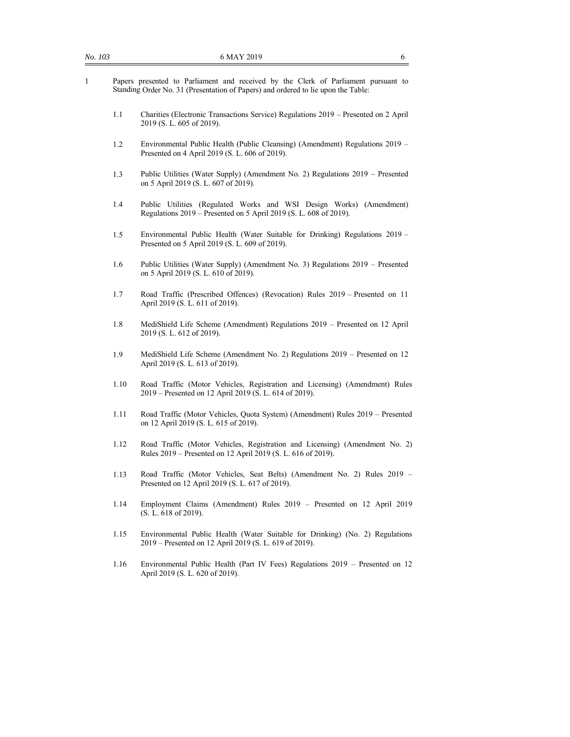1 Papers presented to Parliament and received by the Clerk of Parliament pursuant to Standing Order No. 31 (Presentation of Papers) and ordered to lie upon the Table:

1.1 Charities (Electronic Transactions Service) Regulations 2019 – Presented on 2 April 2019 (S. L. 605 of 2019).

1.2 Environmental Public Health (Public Cleansing) (Amendment) Regulations 2019 – Presented on 4 April 2019 (S. L. 606 of 2019).

1.3 Public Utilities (Water Supply) (Amendment No. 2) Regulations 2019 – Presented on 5 April 2019 (S. L. 607 of 2019).

1.4 Public Utilities (Regulated Works and WSI Design Works) (Amendment) Regulations 2019 – Presented on 5 April 2019 (S. L. 608 of 2019).

1.5 Environmental Public Health (Water Suitable for Drinking) Regulations 2019 – Presented on 5 April 2019 (S. L. 609 of 2019).

1.6 Public Utilities (Water Supply) (Amendment No. 3) Regulations 2019 – Presented on 5 April 2019 (S. L. 610 of 2019).

1.7 Road Traffic (Prescribed Offences) (Revocation) Rules 2019 – Presented on 11 April 2019 (S. L. 611 of 2019).

1.8 MediShield Life Scheme (Amendment) Regulations 2019 – Presented on 12 April 2019 (S. L. 612 of 2019).

1.9 MediShield Life Scheme (Amendment No. 2) Regulations 2019 – Presented on 12 April 2019 (S. L. 613 of 2019).

1.10 Road Traffic (Motor Vehicles, Registration and Licensing) (Amendment) Rules 2019 – Presented on 12 April 2019 (S. L. 614 of 2019).

1.11 Road Traffic (Motor Vehicles, Quota System) (Amendment) Rules 2019 – Presented on 12 April 2019 (S. L. 615 of 2019).

1.12 Road Traffic (Motor Vehicles, Registration and Licensing) (Amendment No. 2) Rules 2019 – Presented on 12 April 2019 (S. L. 616 of 2019).

1.13 Road Traffic (Motor Vehicles, Seat Belts) (Amendment No. 2) Rules 2019 – Presented on 12 April 2019 (S. L. 617 of 2019).

1.14 Employment Claims (Amendment) Rules 2019 – Presented on 12 April 2019 (S. L. 618 of 2019).

1.15 Environmental Public Health (Water Suitable for Drinking) (No. 2) Regulations 2019 – Presented on 12 April 2019 (S. L. 619 of 2019).

1.16 Environmental Public Health (Part IV Fees) Regulations 2019 – Presented on 12 April 2019 (S. L. 620 of 2019).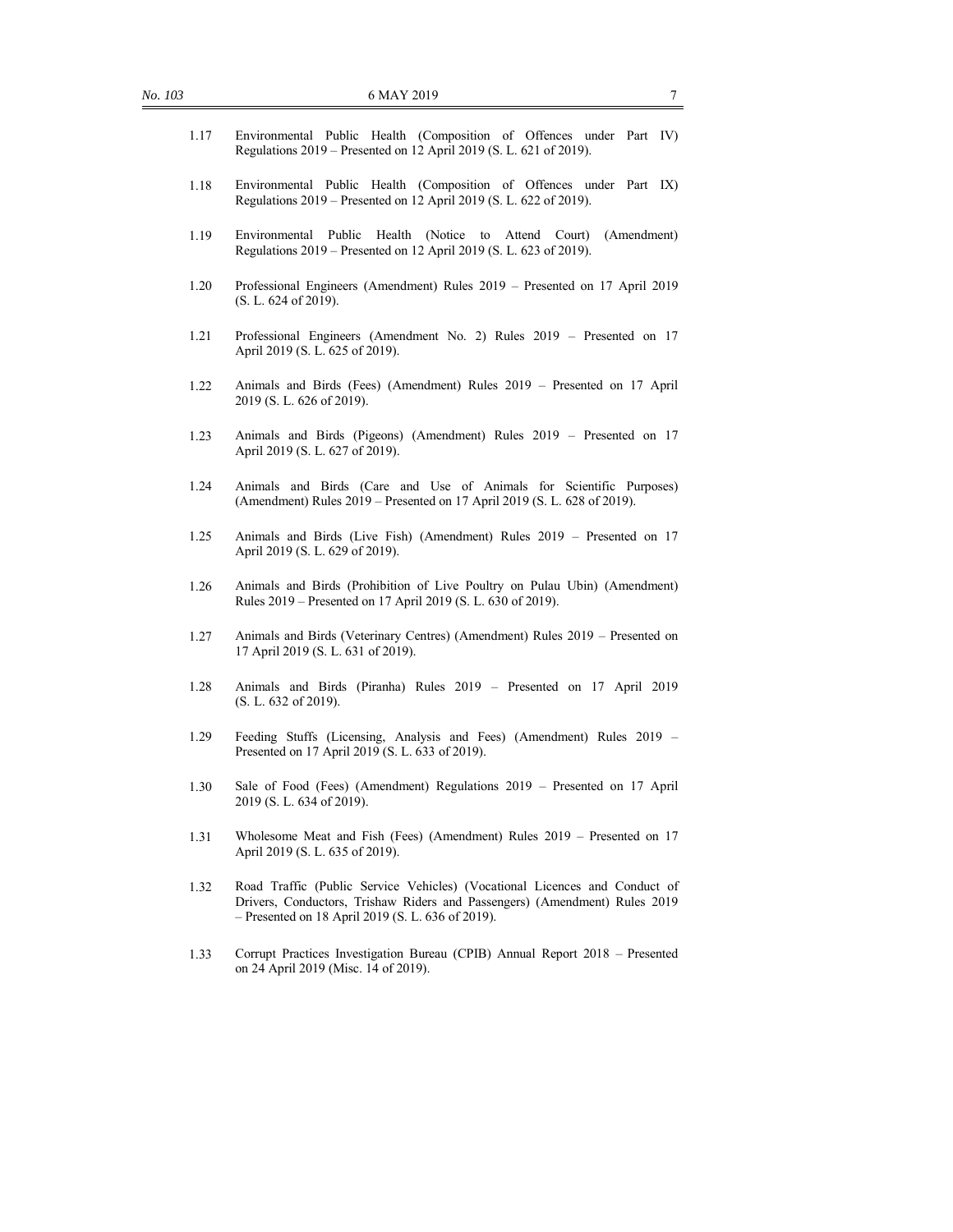1.17 Environmental Public Health (Composition of Offences under Part IV) Regulations 2019 – Presented on 12 April 2019 (S. L. 621 of 2019).

1.18 Environmental Public Health (Composition of Offences under Part IX) Regulations 2019 – Presented on 12 April 2019 (S. L. 622 of 2019).

1.19 Environmental Public Health (Notice to Attend Court) (Amendment) Regulations 2019 – Presented on 12 April 2019 (S. L. 623 of 2019).

1.20 Professional Engineers (Amendment) Rules 2019 – Presented on 17 April 2019 (S. L. 624 of 2019).

1.21 Professional Engineers (Amendment No. 2) Rules 2019 – Presented on 17 April 2019 (S. L. 625 of 2019).

1.22 Animals and Birds (Fees) (Amendment) Rules 2019 – Presented on 17 April 2019 (S. L. 626 of 2019).

1.23 Animals and Birds (Pigeons) (Amendment) Rules 2019 – Presented on 17 April 2019 (S. L. 627 of 2019).

1.24 Animals and Birds (Care and Use of Animals for Scientific Purposes) (Amendment) Rules 2019 – Presented on 17 April 2019 (S. L. 628 of 2019).

1.25 Animals and Birds (Live Fish) (Amendment) Rules 2019 – Presented on 17 April 2019 (S. L. 629 of 2019).

1.26 Animals and Birds (Prohibition of Live Poultry on Pulau Ubin) (Amendment) Rules 2019 – Presented on 17 April 2019 (S. L. 630 of 2019).

1.27 Animals and Birds (Veterinary Centres) (Amendment) Rules 2019 – Presented on 17 April 2019 (S. L. 631 of 2019).

1.28 Animals and Birds (Piranha) Rules 2019 – Presented on 17 April 2019 (S. L. 632 of 2019).

1.29 Feeding Stuffs (Licensing, Analysis and Fees) (Amendment) Rules 2019 – Presented on 17 April 2019 (S. L. 633 of 2019).

1.30 Sale of Food (Fees) (Amendment) Regulations 2019 – Presented on 17 April 2019 (S. L. 634 of 2019).

1.31 Wholesome Meat and Fish (Fees) (Amendment) Rules 2019 – Presented on 17 April 2019 (S. L. 635 of 2019).

1.32 Road Traffic (Public Service Vehicles) (Vocational Licences and Conduct of Drivers, Conductors, Trishaw Riders and Passengers) (Amendment) Rules 2019 – Presented on 18 April 2019 (S. L. 636 of 2019).

1.33 Corrupt Practices Investigation Bureau (CPIB) Annual Report 2018 – Presented on 24 April 2019 (Misc. 14 of 2019).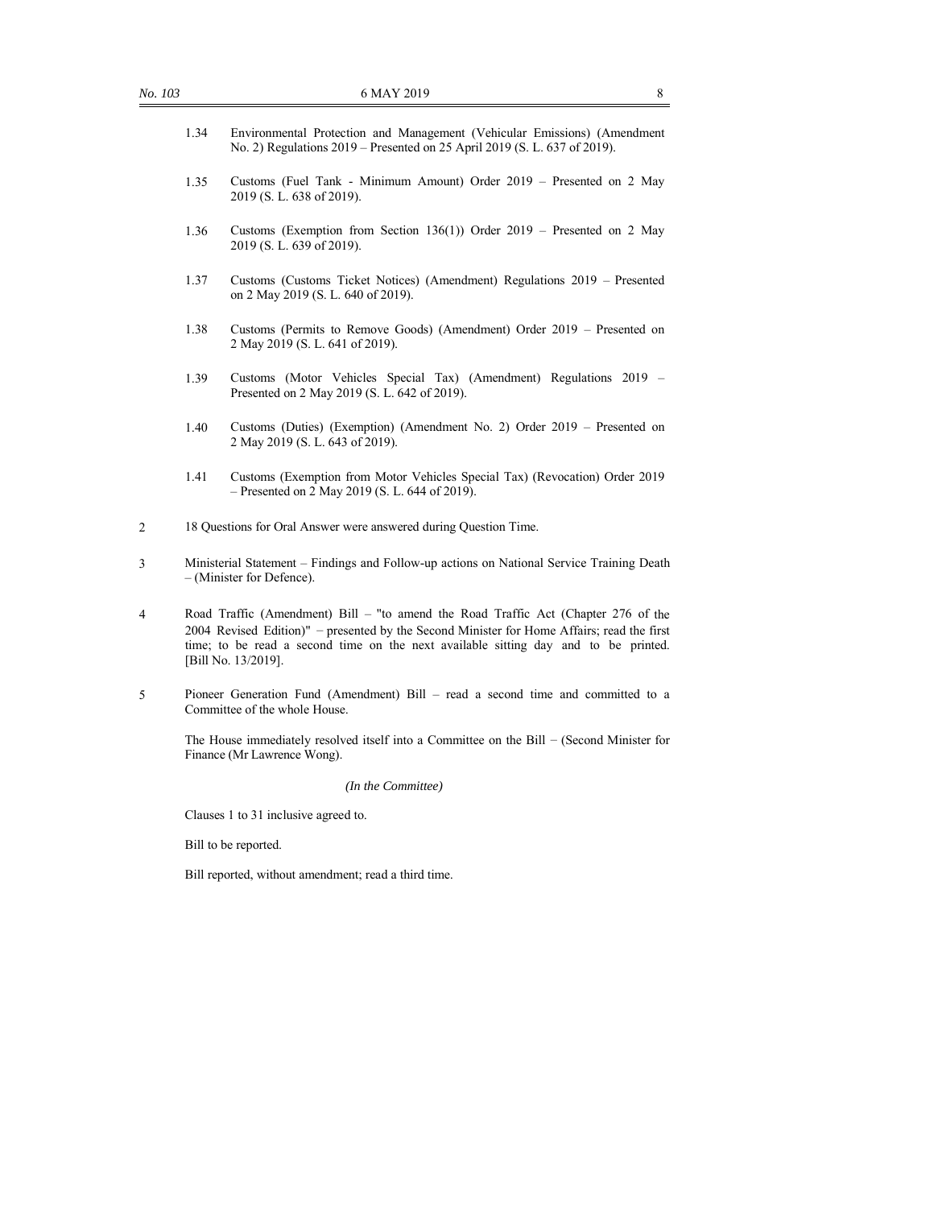1.34 Environmental Protection and Management (Vehicular Emissions) (Amendment No. 2) Regulations 2019 – Presented on 25 April 2019 (S. L. 637 of 2019).

1.35 Customs (Fuel Tank - Minimum Amount) Order 2019 – Presented on 2 May 2019 (S. L. 638 of 2019).

1.36 Customs (Exemption from Section 136(1)) Order 2019 – Presented on 2 May 2019 (S. L. 639 of 2019).

1.37 Customs (Customs Ticket Notices) (Amendment) Regulations 2019 – Presented on 2 May 2019 (S. L. 640 of 2019).

1.38 Customs (Permits to Remove Goods) (Amendment) Order 2019 – Presented on 2 May 2019 (S. L. 641 of 2019).

1.39 Customs (Motor Vehicles Special Tax) (Amendment) Regulations 2019 – Presented on 2 May 2019 (S. L. 642 of 2019).

1.40 Customs (Duties) (Exemption) (Amendment No. 2) Order 2019 – Presented on 2 May 2019 (S. L. 643 of 2019).

1.41 Customs (Exemption from Motor Vehicles Special Tax) (Revocation) Order 2019 – Presented on 2 May 2019 (S. L. 644 of 2019).

2 18 Questions for Oral Answer were answered during Question Time.

3 Ministerial Statement – Findings and Follow-up actions on National Service Training Death – (Minister for Defence).

4 Road Traffic (Amendment) Bill – "to amend the Road Traffic Act (Chapter 276 of the 2004 Revised Edition)" – presented by the Second Minister for Home Affairs; read the first time; to be read a second time on the next available sitting day and to be printed. [Bill No. 13/2019].

5 Pioneer Generation Fund (Amendment) Bill – read a second time and committed to a Committee of the whole House.

The House immediately resolved itself into a Committee on the Bill – (Second Minister for Finance (Mr Lawrence Wong).

*(In the Committee)*

Clauses 1 to 31 inclusive agreed to.

Bill to be reported.

Bill reported, without amendment; read a third time.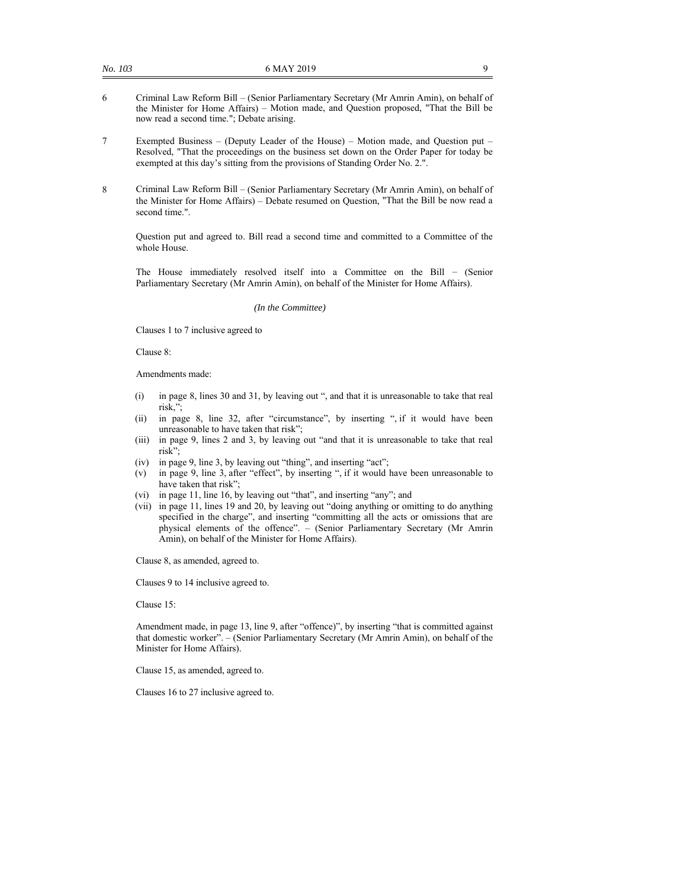6 Criminal Law Reform Bill – (Senior Parliamentary Secretary (Mr Amrin Amin), on behalf of the Minister for Home Affairs) – Motion made, and Question proposed, "That the Bill be now read a second time."; Debate arising.

7 Exempted Business – (Deputy Leader of the House) – Motion made, and Question put – Resolved, "That the proceedings on the business set down on the Order Paper for today be exempted at this day's sitting from the provisions of Standing Order No. 2.".

8 Criminal Law Reform Bill – (Senior Parliamentary Secretary (Mr Amrin Amin), on behalf of the Minister for Home Affairs) – Debate resumed on Question, "That the Bill be now read a second time.".

Question put and agreed to. Bill read a second time and committed to a Committee of the whole House.

The House immediately resolved itself into a Committee on the Bill – (Senior Parliamentary Secretary (Mr Amrin Amin), on behalf of the Minister for Home Affairs).

*(In the Committee)*

Clauses 1 to 7 inclusive agreed to

Clause 8:

Amendments made:

(i) in page 8, lines 30 and 31, by leaving out ", and that it is unreasonable to take that real risk,";
(ii) in page 8, line 32, after "circumstance", by inserting ", if it would have been unreasonable to have taken that risk";
(iii) in page 9, lines 2 and 3, by leaving out "and that it is unreasonable to take that real risk";
(iv) in page 9, line 3, by leaving out "thing", and inserting "act";
(v) in page 9, line 3, after "effect", by inserting ", if it would have been unreasonable to have taken that risk";
(vi) in page 11, line 16, by leaving out "that", and inserting "any"; and
(vii) in page 11, lines 19 and 20, by leaving out "doing anything or omitting to do anything specified in the charge", and inserting "committing all the acts or omissions that are physical elements of the offence". – (Senior Parliamentary Secretary (Mr Amrin Amin), on behalf of the Minister for Home Affairs).

Clause 8, as amended, agreed to.

Clauses 9 to 14 inclusive agreed to.

Clause 15:

Amendment made, in page 13, line 9, after "offence)", by inserting "that is committed against that domestic worker". – (Senior Parliamentary Secretary (Mr Amrin Amin), on behalf of the Minister for Home Affairs).

Clause 15, as amended, agreed to.

Clauses 16 to 27 inclusive agreed to.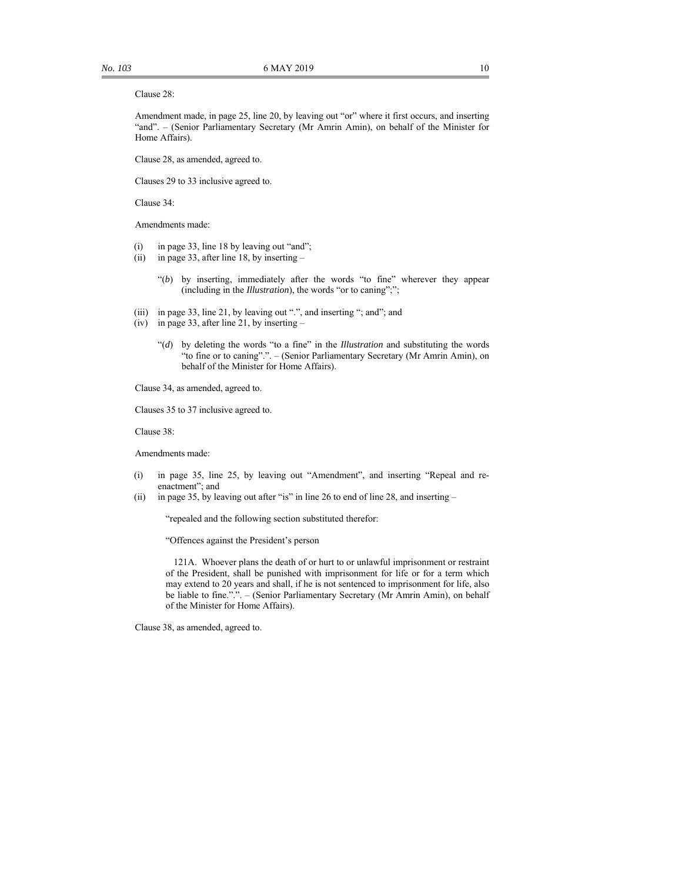Clause 28:

Amendment made, in page 25, line 20, by leaving out "or" where it first occurs, and inserting "and". – (Senior Parliamentary Secretary (Mr Amrin Amin), on behalf of the Minister for Home Affairs).

Clause 28, as amended, agreed to.

Clauses 29 to 33 inclusive agreed to.

Clause 34:

Amendments made:

(i) in page 33, line 18 by leaving out "and";
(ii) in page 33, after line 18, by inserting –

"(*b*) by inserting, immediately after the words "to fine" wherever they appear (including in the *Illustration*), the words "or to caning";";

(iii) in page 33, line 21, by leaving out ".", and inserting "; and"; and
(iv) in page 33, after line 21, by inserting –

"(*d*) by deleting the words "to a fine" in the *Illustration* and substituting the words "to fine or to caning".". – (Senior Parliamentary Secretary (Mr Amrin Amin), on behalf of the Minister for Home Affairs).

Clause 34, as amended, agreed to.

Clauses 35 to 37 inclusive agreed to.

Clause 38:

Amendments made:

(i) in page 35, line 25, by leaving out "Amendment", and inserting "Repeal and re-enactment"; and
(ii) in page 35, by leaving out after "is" in line 26 to end of line 28, and inserting –

"repealed and the following section substituted therefor:

"Offences against the President's person

121A. Whoever plans the death of or hurt to or unlawful imprisonment or restraint of the President, shall be punished with imprisonment for life or for a term which may extend to 20 years and shall, if he is not sentenced to imprisonment for life, also be liable to fine."." – (Senior Parliamentary Secretary (Mr Amrin Amin), on behalf of the Minister for Home Affairs).

Clause 38, as amended, agreed to.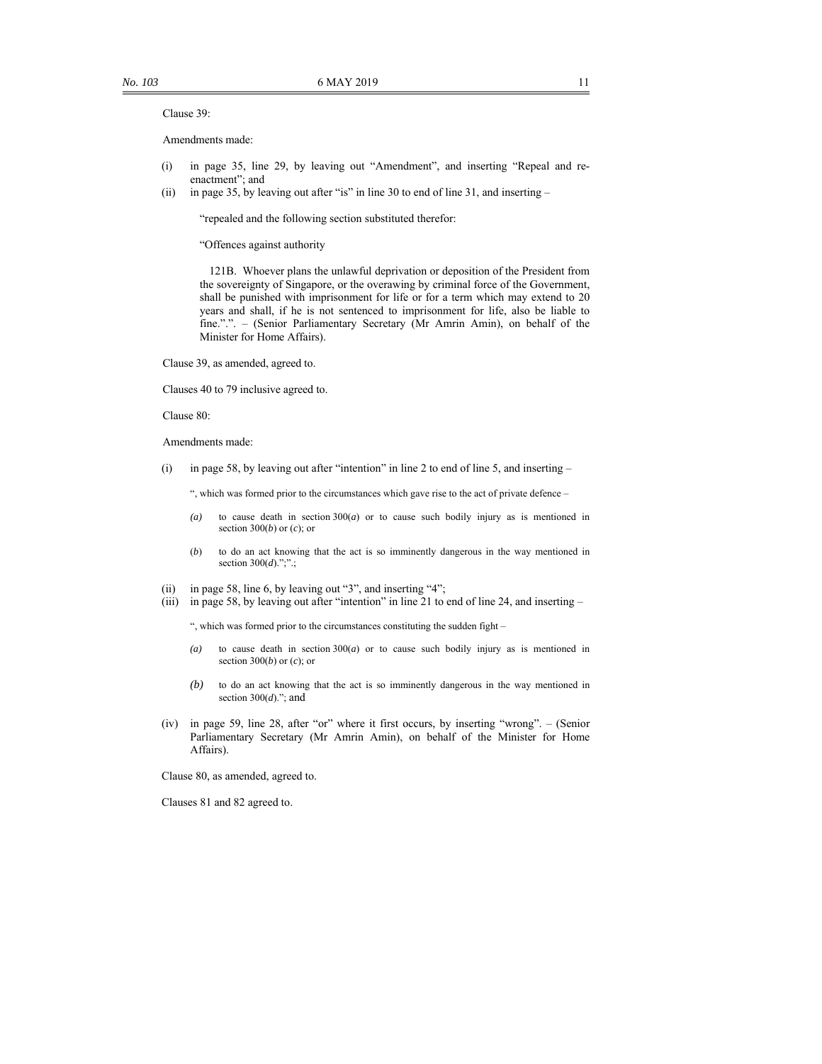Clause 39:

Amendments made:

(i) in page 35, line 29, by leaving out "Amendment", and inserting "Repeal and re-enactment"; and
(ii) in page 35, by leaving out after "is" in line 30 to end of line 31, and inserting –

> "repealed and the following section substituted therefor:
>
> "Offences against authority
>
> 121B. Whoever plans the unlawful deprivation or deposition of the President from the sovereignty of Singapore, or the overawing by criminal force of the Government, shall be punished with imprisonment for life or for a term which may extend to 20 years and shall, if he is not sentenced to imprisonment for life, also be liable to fine.".". – (Senior Parliamentary Secretary (Mr Amrin Amin), on behalf of the Minister for Home Affairs).

Clause 39, as amended, agreed to.

Clauses 40 to 79 inclusive agreed to.

Clause 80:

Amendments made:

(i) in page 58, by leaving out after "intention" in line 2 to end of line 5, and inserting –

> ", which was formed prior to the circumstances which gave rise to the act of private defence –
>
> *(a)* to cause death in section 300(*a*) or to cause such bodily injury as is mentioned in section 300(*b*) or (*c*); or
>
> (*b*) to do an act knowing that the act is so imminently dangerous in the way mentioned in section 300(*d*).";".;

(ii) in page 58, line 6, by leaving out "3", and inserting "4";
(iii) in page 58, by leaving out after "intention" in line 21 to end of line 24, and inserting –

> ", which was formed prior to the circumstances constituting the sudden fight –
>
> *(a)* to cause death in section 300(*a*) or to cause such bodily injury as is mentioned in section 300(*b*) or (*c*); or
>
> *(b)* to do an act knowing that the act is so imminently dangerous in the way mentioned in section 300(*d*)."; and

(iv) in page 59, line 28, after "or" where it first occurs, by inserting "wrong". – (Senior Parliamentary Secretary (Mr Amrin Amin), on behalf of the Minister for Home Affairs).

Clause 80, as amended, agreed to.

Clauses 81 and 82 agreed to.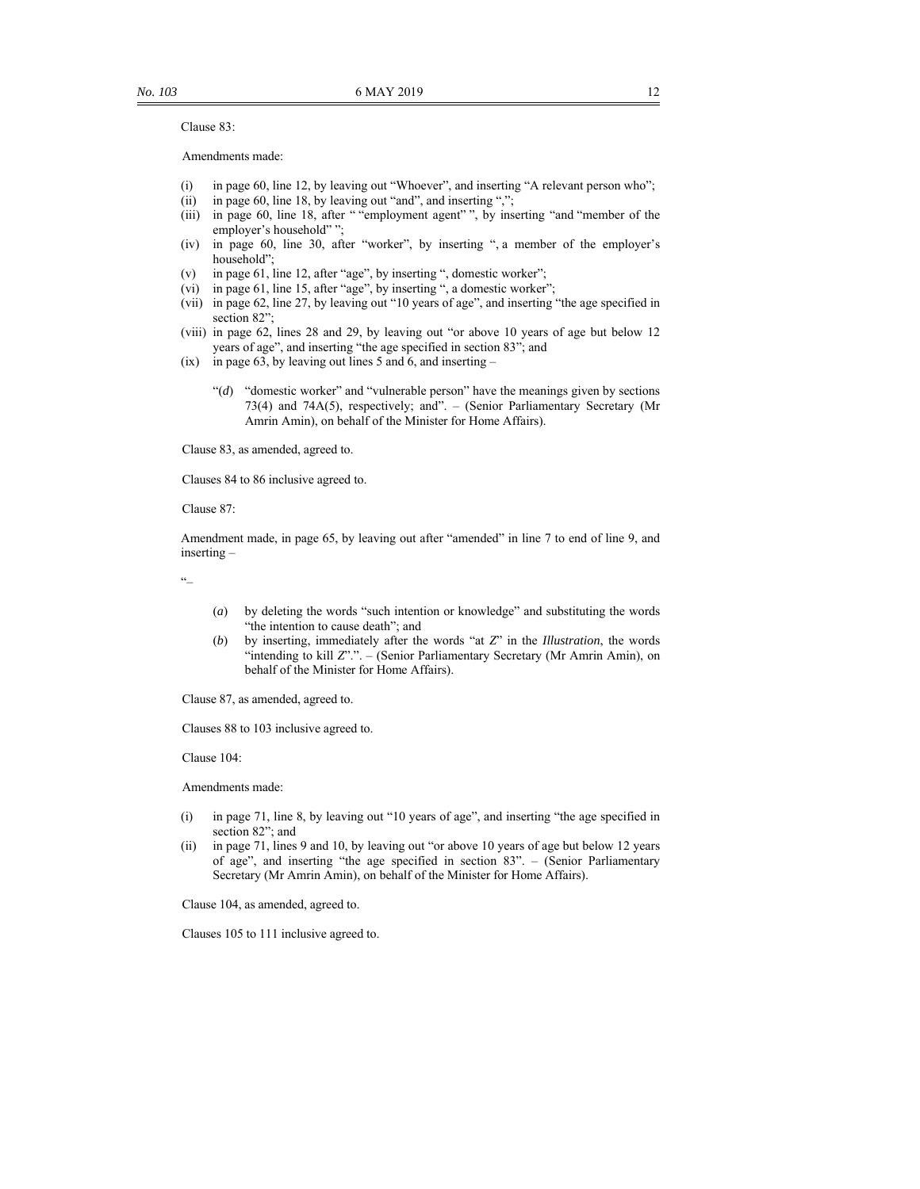Clause 83:

Amendments made:

(i) in page 60, line 12, by leaving out "Whoever", and inserting "A relevant person who";
(ii) in page 60, line 18, by leaving out "and", and inserting ",";
(iii) in page 60, line 18, after " "employment agent" ", by inserting "and "member of the employer's household" ";
(iv) in page 60, line 30, after "worker", by inserting ", a member of the employer's household";
(v) in page 61, line 12, after "age", by inserting ", domestic worker";
(vi) in page 61, line 15, after "age", by inserting ", a domestic worker";
(vii) in page 62, line 27, by leaving out "10 years of age", and inserting "the age specified in section 82";
(viii) in page 62, lines 28 and 29, by leaving out "or above 10 years of age but below 12 years of age", and inserting "the age specified in section 83"; and
(ix) in page 63, by leaving out lines 5 and 6, and inserting –

> "(*d*) "domestic worker" and "vulnerable person" have the meanings given by sections 73(4) and 74A(5), respectively; and". – (Senior Parliamentary Secretary (Mr Amrin Amin), on behalf of the Minister for Home Affairs).

Clause 83, as amended, agreed to.

Clauses 84 to 86 inclusive agreed to.

Clause 87:

Amendment made, in page 65, by leaving out after "amended" in line 7 to end of line 9, and inserting –

"–

> (*a*) by deleting the words "such intention or knowledge" and substituting the words "the intention to cause death"; and
>
> (*b*) by inserting, immediately after the words "at *Z*" in the *Illustration*, the words "intending to kill *Z*".". – (Senior Parliamentary Secretary (Mr Amrin Amin), on behalf of the Minister for Home Affairs).

Clause 87, as amended, agreed to.

Clauses 88 to 103 inclusive agreed to.

Clause 104:

Amendments made:

(i) in page 71, line 8, by leaving out "10 years of age", and inserting "the age specified in section 82"; and
(ii) in page 71, lines 9 and 10, by leaving out "or above 10 years of age but below 12 years of age", and inserting "the age specified in section 83". – (Senior Parliamentary Secretary (Mr Amrin Amin), on behalf of the Minister for Home Affairs).

Clause 104, as amended, agreed to.

Clauses 105 to 111 inclusive agreed to.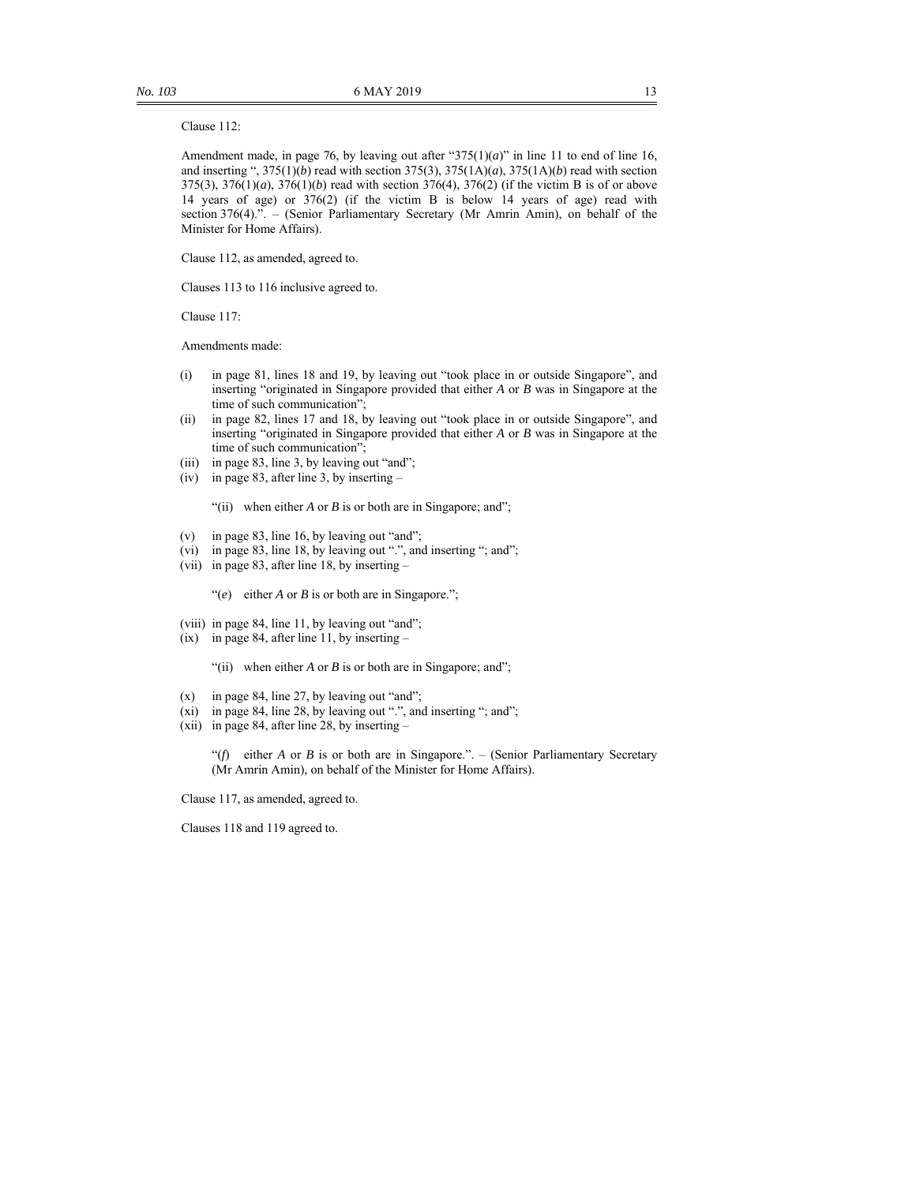Clause 112:

Amendment made, in page 76, by leaving out after "375(1)(*a*)" in line 11 to end of line 16, and inserting ", 375(1)(*b*) read with section 375(3), 375(1A)(*a*), 375(1A)(*b*) read with section 375(3), 376(1)(*a*), 376(1)(*b*) read with section 376(4), 376(2) (if the victim B is of or above 14 years of age) or 376(2) (if the victim B is below 14 years of age) read with section 376(4).". – (Senior Parliamentary Secretary (Mr Amrin Amin), on behalf of the Minister for Home Affairs).

Clause 112, as amended, agreed to.

Clauses 113 to 116 inclusive agreed to.

Clause 117:

Amendments made:

- (i) in page 81, lines 18 and 19, by leaving out "took place in or outside Singapore", and inserting "originated in Singapore provided that either *A* or *B* was in Singapore at the time of such communication";
- (ii) in page 82, lines 17 and 18, by leaving out "took place in or outside Singapore", and inserting "originated in Singapore provided that either *A* or *B* was in Singapore at the time of such communication";
- (iii) in page 83, line 3, by leaving out "and";
- (iv) in page 83, after line 3, by inserting –

  "(ii) when either *A* or *B* is or both are in Singapore; and";

- (v) in page 83, line 16, by leaving out "and";
- (vi) in page 83, line 18, by leaving out ".", and inserting "; and";
- (vii) in page 83, after line 18, by inserting –

  "(*e*) either *A* or *B* is or both are in Singapore.";

- (viii) in page 84, line 11, by leaving out "and";
- (ix) in page 84, after line 11, by inserting –

  "(ii) when either *A* or *B* is or both are in Singapore; and";

- (x) in page 84, line 27, by leaving out "and";
- (xi) in page 84, line 28, by leaving out ".", and inserting "; and";
- (xii) in page 84, after line 28, by inserting –

  "(*f*) either *A* or *B* is or both are in Singapore.". – (Senior Parliamentary Secretary (Mr Amrin Amin), on behalf of the Minister for Home Affairs).

Clause 117, as amended, agreed to.

Clauses 118 and 119 agreed to.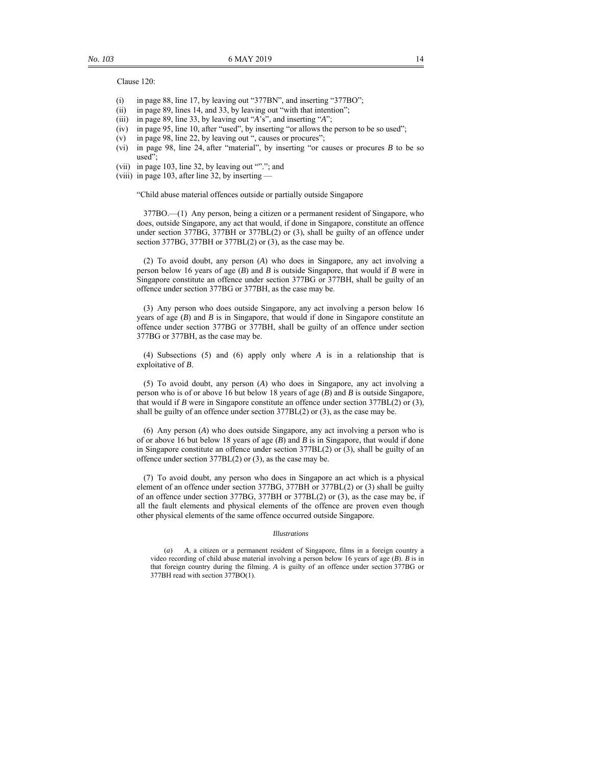Clause 120:

(i) in page 88, line 17, by leaving out "377BN", and inserting "377BO";
(ii) in page 89, lines 14, and 33, by leaving out "with that intention";
(iii) in page 89, line 33, by leaving out "*A*'s", and inserting "*A*";
(iv) in page 95, line 10, after "used", by inserting "or allows the person to be so used";
(v) in page 98, line 22, by leaving out ", causes or procures";
(vi) in page 98, line 24, after "material", by inserting "or causes or procures *B* to be so used";
(vii) in page 103, line 32, by leaving out "".";  and
(viii) in page 103, after line 32, by inserting —

"Child abuse material offences outside or partially outside Singapore

377BO.—(1) Any person, being a citizen or a permanent resident of Singapore, who does, outside Singapore, any act that would, if done in Singapore, constitute an offence under section 377BG, 377BH or 377BL(2) or (3), shall be guilty of an offence under section 377BG, 377BH or 377BL(2) or (3), as the case may be.

(2) To avoid doubt, any person (*A*) who does in Singapore, any act involving a person below 16 years of age (*B*) and *B* is outside Singapore, that would if *B* were in Singapore constitute an offence under section 377BG or 377BH, shall be guilty of an offence under section 377BG or 377BH, as the case may be.

(3) Any person who does outside Singapore, any act involving a person below 16 years of age (*B*) and *B* is in Singapore, that would if done in Singapore constitute an offence under section 377BG or 377BH, shall be guilty of an offence under section 377BG or 377BH, as the case may be.

(4) Subsections (5) and (6) apply only where *A* is in a relationship that is exploitative of *B*.

(5) To avoid doubt, any person (*A*) who does in Singapore, any act involving a person who is of or above 16 but below 18 years of age (*B*) and *B* is outside Singapore, that would if *B* were in Singapore constitute an offence under section 377BL(2) or (3), shall be guilty of an offence under section 377BL(2) or (3), as the case may be.

(6) Any person (*A*) who does outside Singapore, any act involving a person who is of or above 16 but below 18 years of age (*B*) and *B* is in Singapore, that would if done in Singapore constitute an offence under section 377BL(2) or (3), shall be guilty of an offence under section 377BL(2) or (3), as the case may be.

(7) To avoid doubt, any person who does in Singapore an act which is a physical element of an offence under section 377BG, 377BH or 377BL(2) or (3) shall be guilty of an offence under section 377BG, 377BH or 377BL(2) or (3), as the case may be, if all the fault elements and physical elements of the offence are proven even though other physical elements of the same offence occurred outside Singapore.

*Illustrations*

(*a*) *A*, a citizen or a permanent resident of Singapore, films in a foreign country a video recording of child abuse material involving a person below 16 years of age (*B*). *B* is in that foreign country during the filming. *A* is guilty of an offence under section 377BG or 377BH read with section 377BO(1).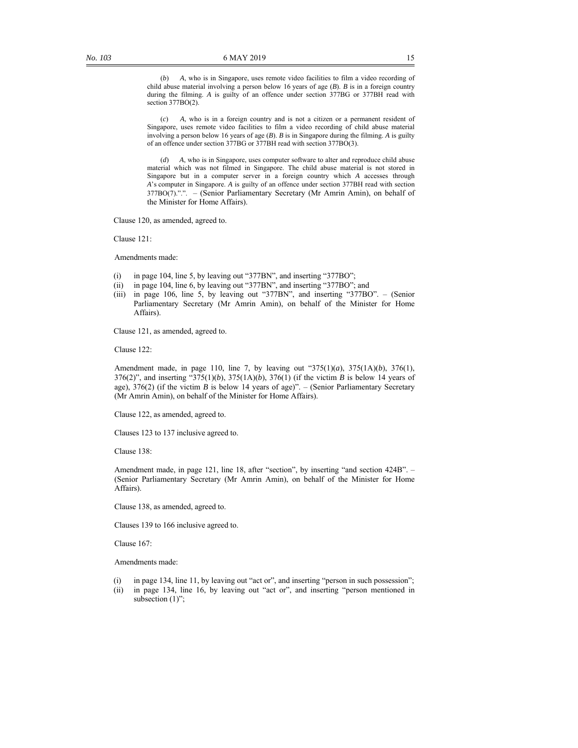(*b*) *A*, who is in Singapore, uses remote video facilities to film a video recording of child abuse material involving a person below 16 years of age (*B*). *B* is in a foreign country during the filming. *A* is guilty of an offence under section 377BG or 377BH read with section 377BO(2).

(*c*) *A*, who is in a foreign country and is not a citizen or a permanent resident of Singapore, uses remote video facilities to film a video recording of child abuse material involving a person below 16 years of age (*B*). *B* is in Singapore during the filming. *A* is guilty of an offence under section 377BG or 377BH read with section 377BO(3).

(*d*) *A*, who is in Singapore, uses computer software to alter and reproduce child abuse material which was not filmed in Singapore. The child abuse material is not stored in Singapore but in a computer server in a foreign country which *A* accesses through *A*'s computer in Singapore. *A* is guilty of an offence under section 377BH read with section 377BO(7).".". – (Senior Parliamentary Secretary (Mr Amrin Amin), on behalf of the Minister for Home Affairs).

Clause 120, as amended, agreed to.

Clause 121:

Amendments made:

(i) in page 104, line 5, by leaving out "377BN", and inserting "377BO";
(ii) in page 104, line 6, by leaving out "377BN", and inserting "377BO"; and
(iii) in page 106, line 5, by leaving out "377BN", and inserting "377BO". – (Senior Parliamentary Secretary (Mr Amrin Amin), on behalf of the Minister for Home Affairs).

Clause 121, as amended, agreed to.

Clause 122:

Amendment made, in page 110, line 7, by leaving out "375(1)(*a*), 375(1A)(*b*), 376(1), 376(2)", and inserting "375(1)(*b*), 375(1A)(*b*), 376(1) (if the victim *B* is below 14 years of age), 376(2) (if the victim *B* is below 14 years of age)". – (Senior Parliamentary Secretary (Mr Amrin Amin), on behalf of the Minister for Home Affairs).

Clause 122, as amended, agreed to.

Clauses 123 to 137 inclusive agreed to.

Clause 138:

Amendment made, in page 121, line 18, after "section", by inserting "and section 424B". – (Senior Parliamentary Secretary (Mr Amrin Amin), on behalf of the Minister for Home Affairs).

Clause 138, as amended, agreed to.

Clauses 139 to 166 inclusive agreed to.

Clause 167:

Amendments made:

(i) in page 134, line 11, by leaving out "act or", and inserting "person in such possession";
(ii) in page 134, line 16, by leaving out "act or", and inserting "person mentioned in subsection (1)";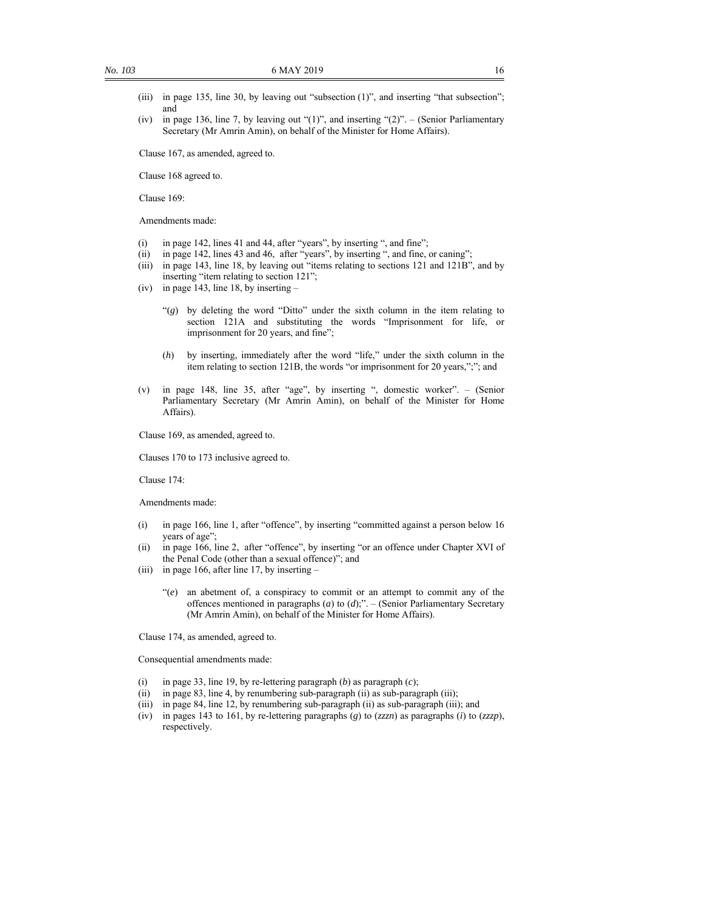(iii) in page 135, line 30, by leaving out "subsection (1)", and inserting "that subsection"; and

(iv) in page 136, line 7, by leaving out "(1)", and inserting "(2)". – (Senior Parliamentary Secretary (Mr Amrin Amin), on behalf of the Minister for Home Affairs).

Clause 167, as amended, agreed to.

Clause 168 agreed to.

Clause 169:

Amendments made:

(i) in page 142, lines 41 and 44, after "years", by inserting ", and fine";

(ii) in page 142, lines 43 and 46, after "years", by inserting ", and fine, or caning";

(iii) in page 143, line 18, by leaving out "items relating to sections 121 and 121B", and by inserting "item relating to section 121";

(iv) in page 143, line 18, by inserting –

> "(*g*) by deleting the word "Ditto" under the sixth column in the item relating to section 121A and substituting the words "Imprisonment for life, or imprisonment for 20 years, and fine";
>
> (*h*) by inserting, immediately after the word "life," under the sixth column in the item relating to section 121B, the words "or imprisonment for 20 years,";"; and

(v) in page 148, line 35, after "age", by inserting ", domestic worker". – (Senior Parliamentary Secretary (Mr Amrin Amin), on behalf of the Minister for Home Affairs).

Clause 169, as amended, agreed to.

Clauses 170 to 173 inclusive agreed to.

Clause 174:

Amendments made:

(i) in page 166, line 1, after "offence", by inserting "committed against a person below 16 years of age";

(ii) in page 166, line 2, after "offence", by inserting "or an offence under Chapter XVI of the Penal Code (other than a sexual offence)"; and

(iii) in page 166, after line 17, by inserting –

> "(*e*) an abetment of, a conspiracy to commit or an attempt to commit any of the offences mentioned in paragraphs (*a*) to (*d*);". – (Senior Parliamentary Secretary (Mr Amrin Amin), on behalf of the Minister for Home Affairs).

Clause 174, as amended, agreed to.

Consequential amendments made:

(i) in page 33, line 19, by re-lettering paragraph (*b*) as paragraph (*c*);

(ii) in page 83, line 4, by renumbering sub-paragraph (ii) as sub-paragraph (iii);

(iii) in page 84, line 12, by renumbering sub-paragraph (ii) as sub-paragraph (iii); and

(iv) in pages 143 to 161, by re-lettering paragraphs (*g*) to (*zzzn*) as paragraphs (*i*) to (*zzzp*), respectively.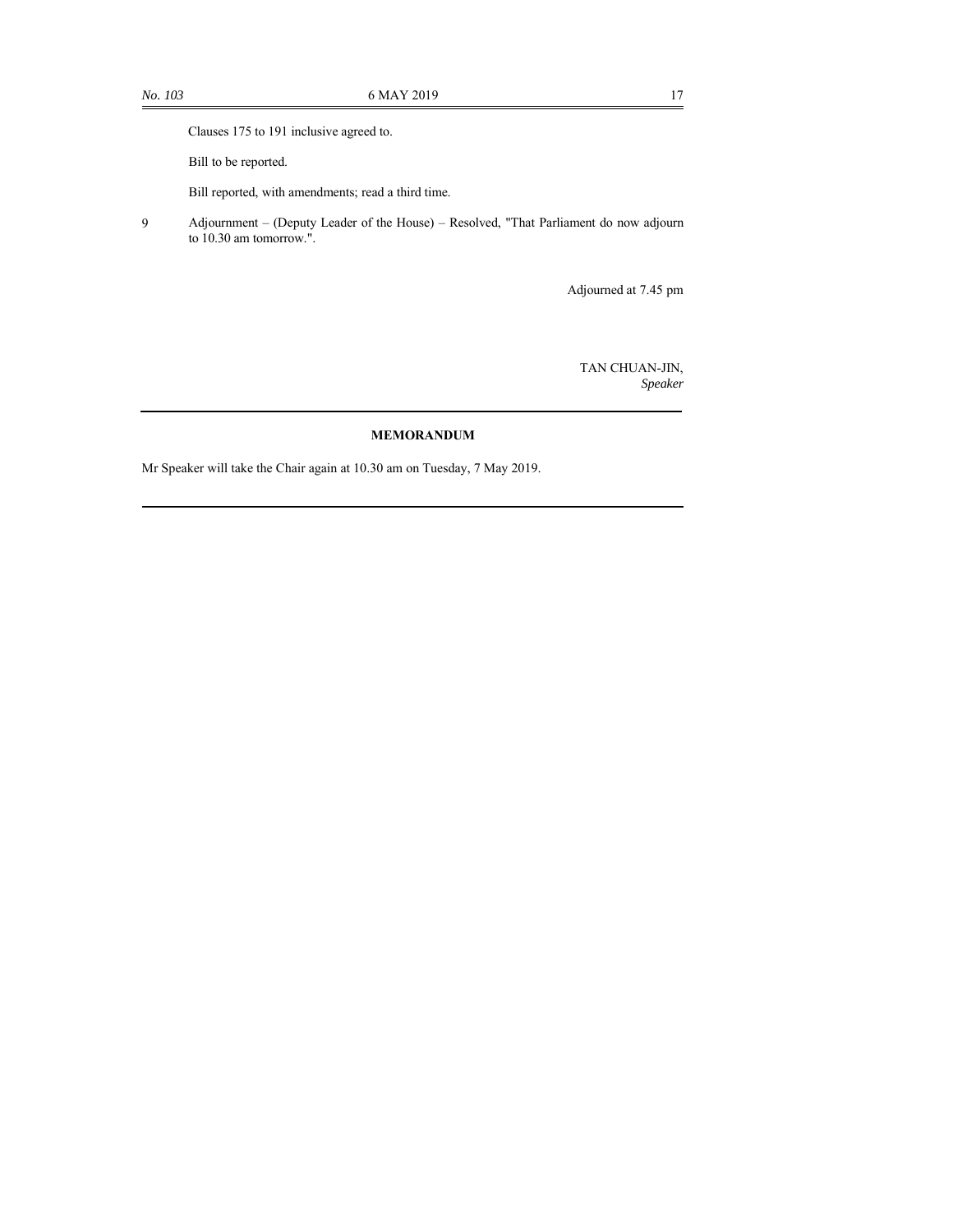Clauses 175 to 191 inclusive agreed to.

Bill to be reported.

Bill reported, with amendments; read a third time.

9 Adjournment – (Deputy Leader of the House) – Resolved, "That Parliament do now adjourn to 10.30 am tomorrow.".

Adjourned at 7.45 pm

TAN CHUAN-JIN,
*Speaker*

---

**MEMORANDUM**

Mr Speaker will take the Chair again at 10.30 am on Tuesday, 7 May 2019.

---